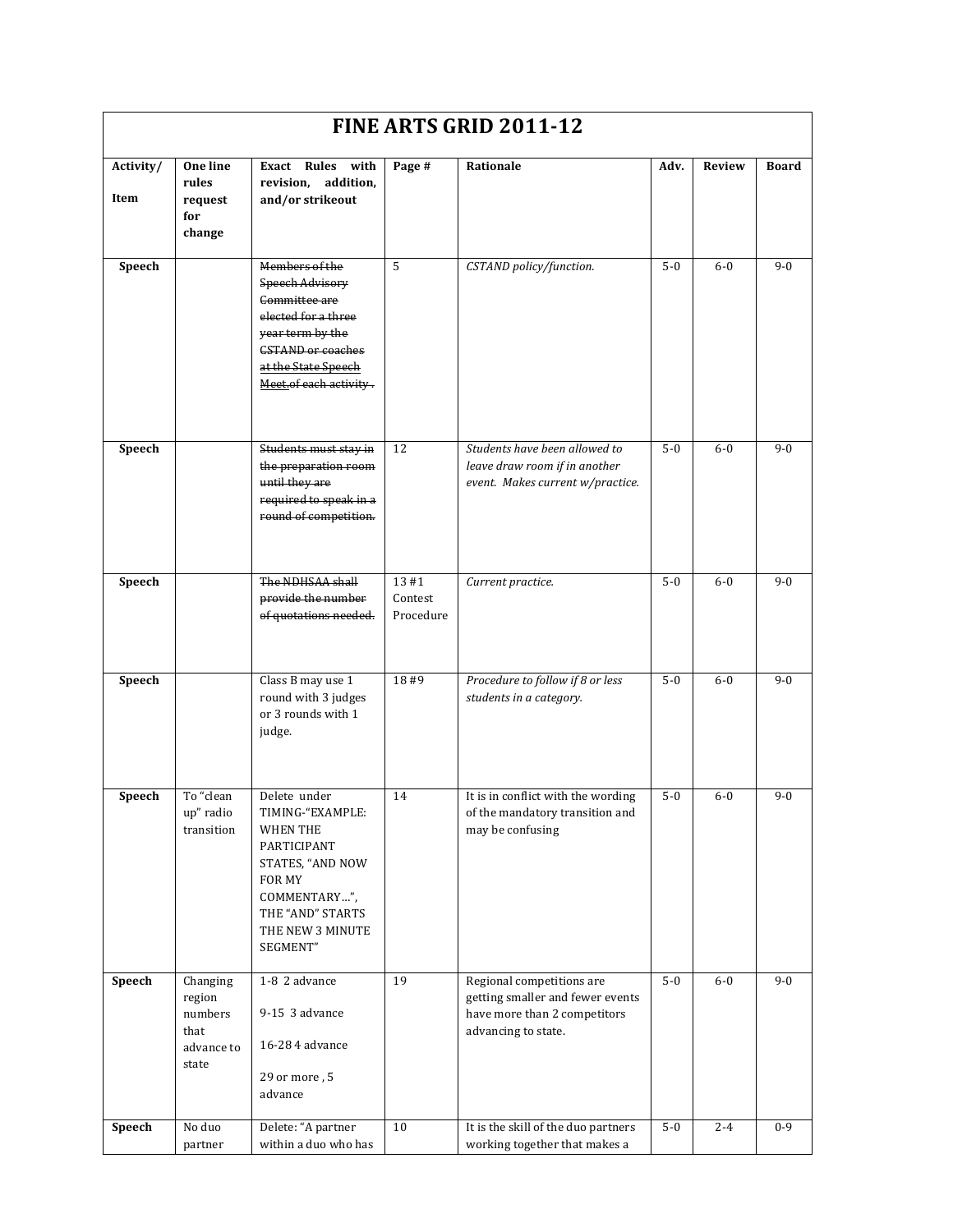# FINE ARTS GRID 2011-12

| Activity/ Item | One line rules request for change | Exact Rules with revision, addition, and/or strikeout | Page # | Rationale | Adv. | Review | Board |
|---|---|---|---|---|---|---|---|
| **Speech** | | ~~Members of the Speech Advisory Committee are elected for a three year term by the CSTAND or coaches at the State Speech Meet.of each activity .~~ | 5 | *CSTAND policy/function.* | 5-0 | 6-0 | 9-0 |
| **Speech** | | ~~Students must stay in the preparation room until they are required to speak in a round of competition.~~ | 12 | *Students have been allowed to leave draw room if in another event. Makes current w/practice.* | 5-0 | 6-0 | 9-0 |
| **Speech** | | ~~The NDHSAA shall provide the number of quotations needed.~~ | 13 #1 Contest Procedure | *Current practice.* | 5-0 | 6-0 | 9-0 |
| **Speech** | | Class B may use 1 round with 3 judges or 3 rounds with 1 judge. | 18 #9 | *Procedure to follow if 8 or less students in a category.* | 5-0 | 6-0 | 9-0 |
| **Speech** | To "clean up" radio transition | Delete under TIMING-"EXAMPLE: WHEN THE PARTICIPANT STATES, "AND NOW FOR MY COMMENTARY…", THE "AND" STARTS THE NEW 3 MINUTE SEGMENT" | 14 | It is in conflict with the wording of the mandatory transition and may be confusing | 5-0 | 6-0 | 9-0 |
| **Speech** | Changing region numbers that advance to state | 1-8 2 advance<br><br>9-15 3 advance<br><br>16-28 4 advance<br><br>29 or more , 5 advance | 19 | Regional competitions are getting smaller and fewer events have more than 2 competitors advancing to state. | 5-0 | 6-0 | 9-0 |
| **Speech** | No duo partner | Delete: "A partner within a duo who has | 10 | It is the skill of the duo partners working together that makes a | 5-0 | 2-4 | 0-9 |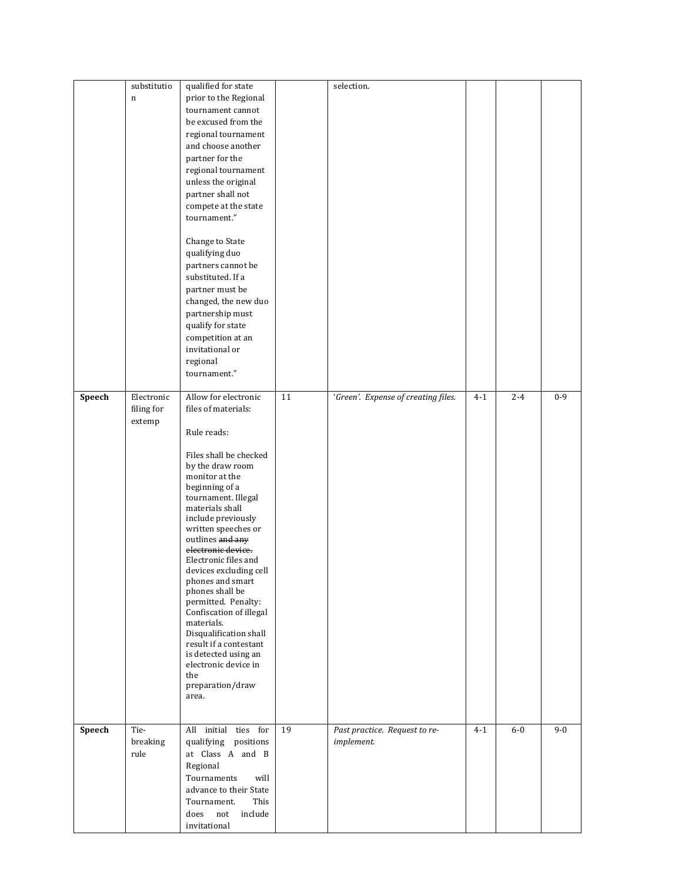| | | | | | | | |
|---|---|---|---|---|---|---|---|
| | substitution | qualified for state prior to the Regional tournament cannot be excused from the regional tournament and choose another partner for the regional tournament unless the original partner shall not compete at the state tournament."<br><br>Change to State qualifying duo partners cannot be substituted. If a partner must be changed, the new duo partnership must qualify for state competition at an invitational or regional tournament." | | selection. | | | |
| **Speech** | Electronic filing for extemp | Allow for electronic files of materials:<br><br>Rule reads:<br><br>Files shall be checked by the draw room monitor at the beginning of a tournament. Illegal materials shall include previously written speeches or outlines ~~and any electronic device.~~ Electronic files and devices excluding cell phones and smart phones shall be permitted. Penalty: Confiscation of illegal materials. Disqualification shall result if a contestant is detected using an electronic device in the preparation/draw area. | 11 | *'Green'. Expense of creating files.* | 4-1 | 2-4 | 0-9 |
| **Speech** | Tie-breaking rule | All initial ties for qualifying positions at Class A and B Regional Tournaments will advance to their State Tournament. This does not include invitational | 19 | *Past practice. Request to re-implement.* | 4-1 | 6-0 | 9-0 |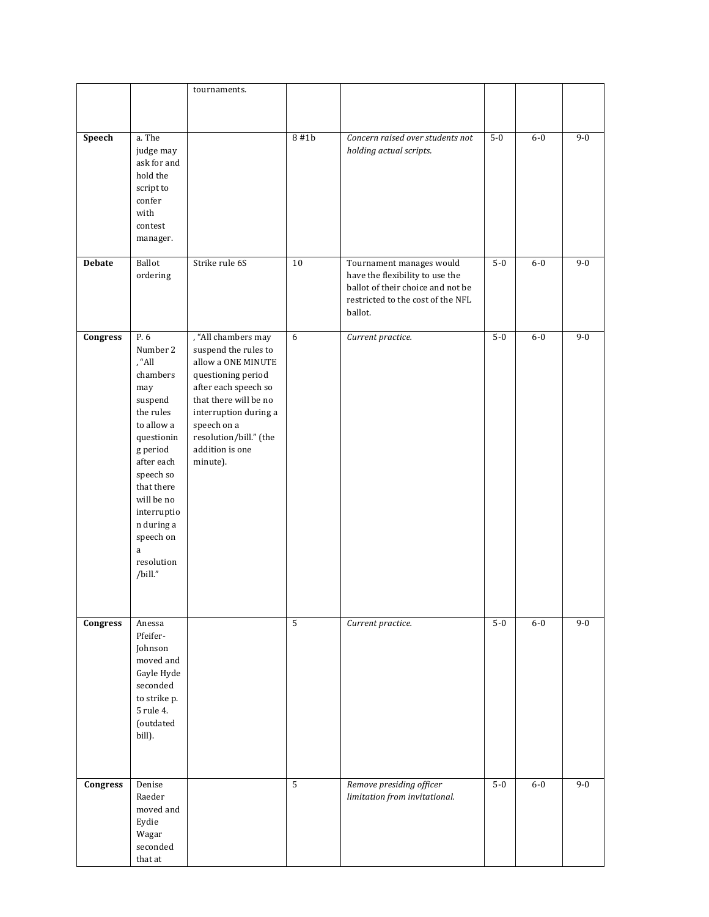|  |  |  |  |  |  |  |  |
|---|---|---|---|---|---|---|---|
|  |  | tournaments. |  |  |  |  |  |
| **Speech** | a. The judge may ask for and hold the script to confer with contest manager. |  | 8 #1b | *Concern raised over students not holding actual scripts.* | 5-0 | 6-0 | 9-0 |
| **Debate** | Ballot ordering | Strike rule 6S | 10 | Tournament manages would have the flexibility to use the ballot of their choice and not be restricted to the cost of the NFL ballot. | 5-0 | 6-0 | 9-0 |
| **Congress** | P. 6 Number 2 , "All chambers may suspend the rules to allow a questioning period after each speech so that there will be no interruption during a speech on a resolution /bill." | , "All chambers may suspend the rules to allow a ONE MINUTE questioning period after each speech so that there will be no interruption during a speech on a resolution/bill." (the addition is one minute). | 6 | *Current practice.* | 5-0 | 6-0 | 9-0 |
| **Congress** | Anessa Pfeifer-Johnson moved and Gayle Hyde seconded to strike p. 5 rule 4. (outdated bill). |  | 5 | *Current practice.* | 5-0 | 6-0 | 9-0 |
| **Congress** | Denise Raeder moved and Eydie Wagar seconded that at |  | 5 | *Remove presiding officer limitation from invitational.* | 5-0 | 6-0 | 9-0 |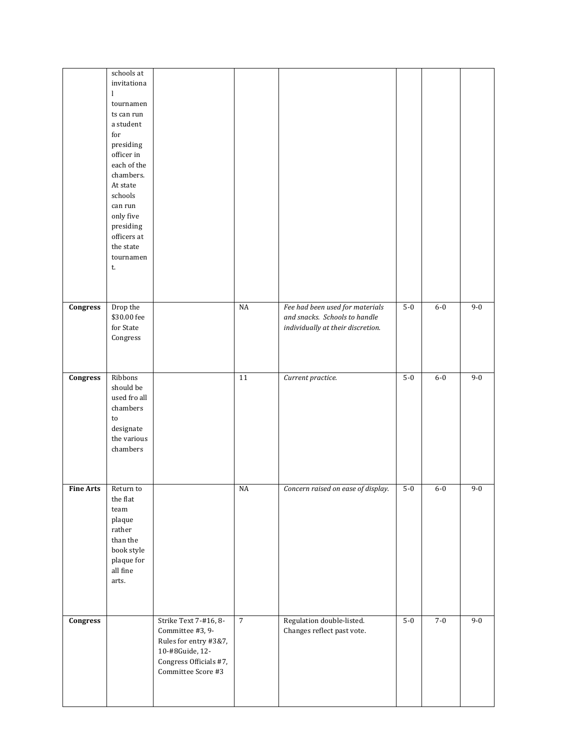|  |  |  |  |  |  |  |  |
|---|---|---|---|---|---|---|---|
|  | schools at invitational tournaments can run a student for presiding officer in each of the chambers. At state schools can run only five presiding officers at the state tournament. |  |  |  |  |  |  |
| **Congress** | Drop the $30.00 fee for State Congress |  | NA | *Fee had been used for materials and snacks. Schools to handle individually at their discretion.* | 5-0 | 6-0 | 9-0 |
| **Congress** | Ribbons should be used fro all chambers to designate the various chambers |  | 11 | *Current practice.* | 5-0 | 6-0 | 9-0 |
| **Fine Arts** | Return to the flat team plaque rather than the book style plaque for all fine arts. |  | NA | *Concern raised on ease of display.* | 5-0 | 6-0 | 9-0 |
| **Congress** |  | Strike Text 7-#16, 8-Committee #3, 9-Rules for entry #3&7, 10-#8Guide, 12-Congress Officials #7, Committee Score #3 | 7 | Regulation double-listed. Changes reflect past vote. | 5-0 | 7-0 | 9-0 |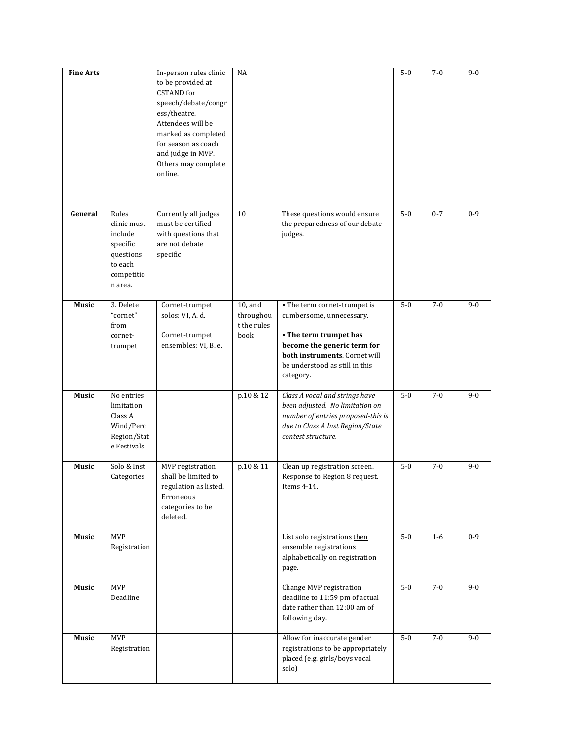| | | | | | | | |
|---|---|---|---|---|---|---|---|
| **Fine Arts** | | In-person rules clinic to be provided at CSTAND for speech/debate/congress/theatre. Attendees will be marked as completed for season as coach and judge in MVP. Others may complete online. | NA | | 5-0 | 7-0 | 9-0 |
| **General** | Rules clinic must include specific questions to each competition area. | Currently all judges must be certified with questions that are not debate specific | 10 | These questions would ensure the preparedness of our debate judges. | 5-0 | 0-7 | 0-9 |
| **Music** | 3. Delete "cornet" from cornet-trumpet | Cornet-trumpet solos: VI, A. d.<br><br>Cornet-trumpet ensembles: VI, B. e. | 10, and throughout the rules book | • The term cornet-trumpet is cumbersome, unnecessary.<br><br>• **The term trumpet has become the generic term for both instruments**. Cornet will be understood as still in this category. | 5-0 | 7-0 | 9-0 |
| **Music** | No entries limitation Class A Wind/Perc Region/State Festivals | | p.10 & 12 | *Class A vocal and strings have been adjusted. No limitation on number of entries proposed-this is due to Class A Inst Region/State contest structure.* | 5-0 | 7-0 | 9-0 |
| **Music** | Solo & Inst Categories | MVP registration shall be limited to regulation as listed. Erroneous categories to be deleted. | p.10 & 11 | Clean up registration screen. Response to Region 8 request. Items 4-14. | 5-0 | 7-0 | 9-0 |
| **Music** | MVP Registration | | | List solo registrations then ensemble registrations alphabetically on registration page. | 5-0 | 1-6 | 0-9 |
| **Music** | MVP Deadline | | | Change MVP registration deadline to 11:59 pm of actual date rather than 12:00 am of following day. | 5-0 | 7-0 | 9-0 |
| **Music** | MVP Registration | | | Allow for inaccurate gender registrations to be appropriately placed (e.g. girls/boys vocal solo) | 5-0 | 7-0 | 9-0 |